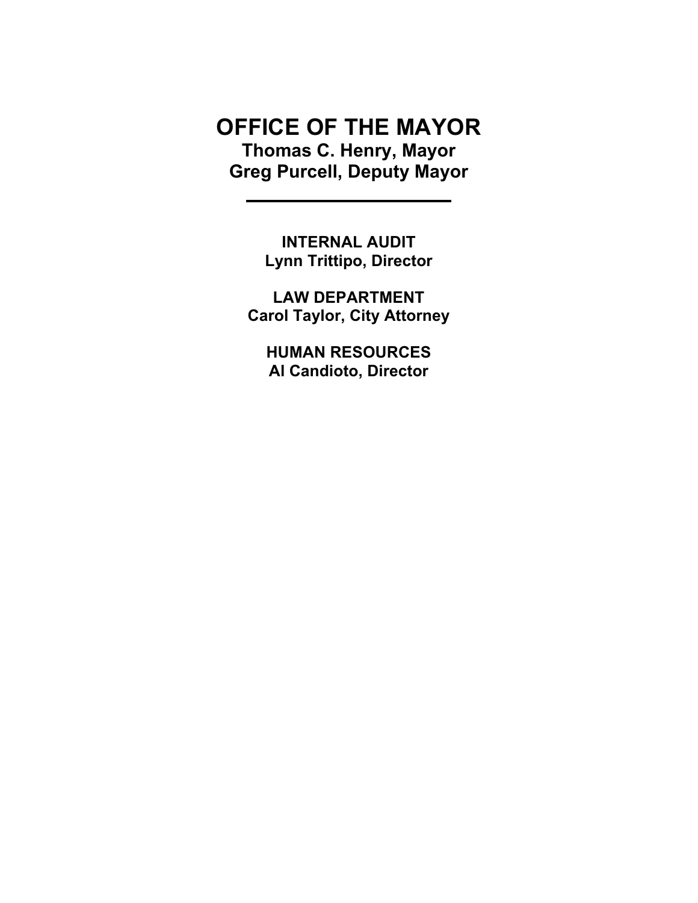# OFFICE OF THE MAYOR

**Thomas C. Henry, Mayor**
**Greg Purcell, Deputy Mayor**

---

**INTERNAL AUDIT**
**Lynn Trittipo, Director**

**LAW DEPARTMENT**
**Carol Taylor, City Attorney**

**HUMAN RESOURCES**
**Al Candioto, Director**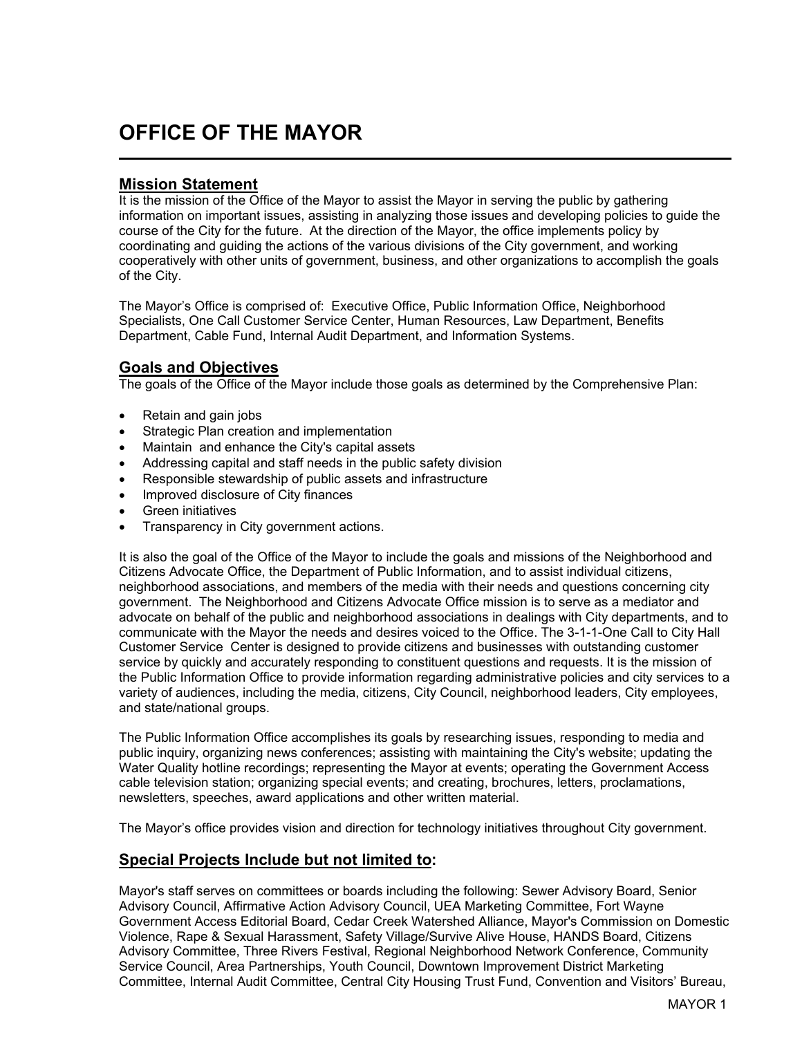# OFFICE OF THE MAYOR

## Mission Statement

It is the mission of the Office of the Mayor to assist the Mayor in serving the public by gathering information on important issues, assisting in analyzing those issues and developing policies to guide the course of the City for the future. At the direction of the Mayor, the office implements policy by coordinating and guiding the actions of the various divisions of the City government, and working cooperatively with other units of government, business, and other organizations to accomplish the goals of the City.

The Mayor's Office is comprised of: Executive Office, Public Information Office, Neighborhood Specialists, One Call Customer Service Center, Human Resources, Law Department, Benefits Department, Cable Fund, Internal Audit Department, and Information Systems.

## Goals and Objectives

The goals of the Office of the Mayor include those goals as determined by the Comprehensive Plan:

- Retain and gain jobs
- Strategic Plan creation and implementation
- Maintain and enhance the City's capital assets
- Addressing capital and staff needs in the public safety division
- Responsible stewardship of public assets and infrastructure
- Improved disclosure of City finances
- Green initiatives
- Transparency in City government actions.

It is also the goal of the Office of the Mayor to include the goals and missions of the Neighborhood and Citizens Advocate Office, the Department of Public Information, and to assist individual citizens, neighborhood associations, and members of the media with their needs and questions concerning city government. The Neighborhood and Citizens Advocate Office mission is to serve as a mediator and advocate on behalf of the public and neighborhood associations in dealings with City departments, and to communicate with the Mayor the needs and desires voiced to the Office. The 3-1-1-One Call to City Hall Customer Service Center is designed to provide citizens and businesses with outstanding customer service by quickly and accurately responding to constituent questions and requests. It is the mission of the Public Information Office to provide information regarding administrative policies and city services to a variety of audiences, including the media, citizens, City Council, neighborhood leaders, City employees, and state/national groups.

The Public Information Office accomplishes its goals by researching issues, responding to media and public inquiry, organizing news conferences; assisting with maintaining the City's website; updating the Water Quality hotline recordings; representing the Mayor at events; operating the Government Access cable television station; organizing special events; and creating, brochures, letters, proclamations, newsletters, speeches, award applications and other written material.

The Mayor's office provides vision and direction for technology initiatives throughout City government.

## Special Projects Include but not limited to:

Mayor's staff serves on committees or boards including the following: Sewer Advisory Board, Senior Advisory Council, Affirmative Action Advisory Council, UEA Marketing Committee, Fort Wayne Government Access Editorial Board, Cedar Creek Watershed Alliance, Mayor's Commission on Domestic Violence, Rape & Sexual Harassment, Safety Village/Survive Alive House, HANDS Board, Citizens Advisory Committee, Three Rivers Festival, Regional Neighborhood Network Conference, Community Service Council, Area Partnerships, Youth Council, Downtown Improvement District Marketing Committee, Internal Audit Committee, Central City Housing Trust Fund, Convention and Visitors' Bureau,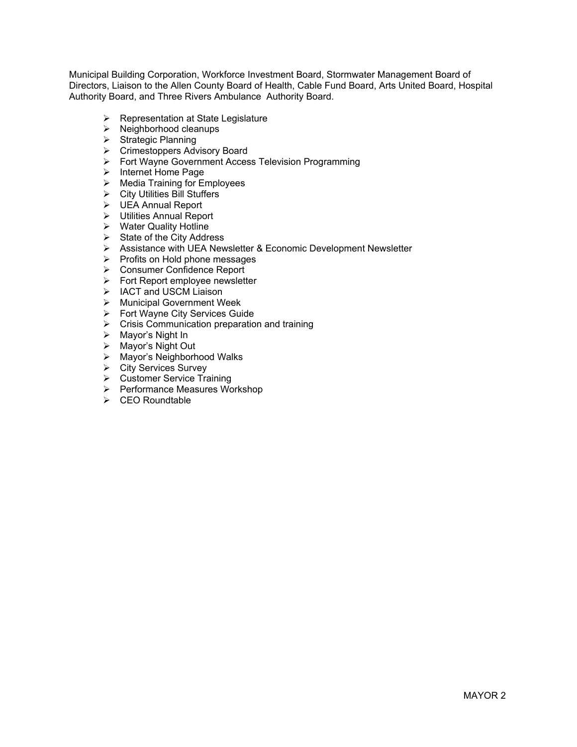Municipal Building Corporation, Workforce Investment Board, Stormwater Management Board of Directors, Liaison to the Allen County Board of Health, Cable Fund Board, Arts United Board, Hospital Authority Board, and Three Rivers Ambulance Authority Board.

- Representation at State Legislature
- Neighborhood cleanups
- Strategic Planning
- Crimestoppers Advisory Board
- Fort Wayne Government Access Television Programming
- Internet Home Page
- Media Training for Employees
- City Utilities Bill Stuffers
- UEA Annual Report
- Utilities Annual Report
- Water Quality Hotline
- State of the City Address
- Assistance with UEA Newsletter & Economic Development Newsletter
- Profits on Hold phone messages
- Consumer Confidence Report
- Fort Report employee newsletter
- IACT and USCM Liaison
- Municipal Government Week
- Fort Wayne City Services Guide
- Crisis Communication preparation and training
- Mayor's Night In
- Mayor's Night Out
- Mayor's Neighborhood Walks
- City Services Survey
- Customer Service Training
- Performance Measures Workshop
- CEO Roundtable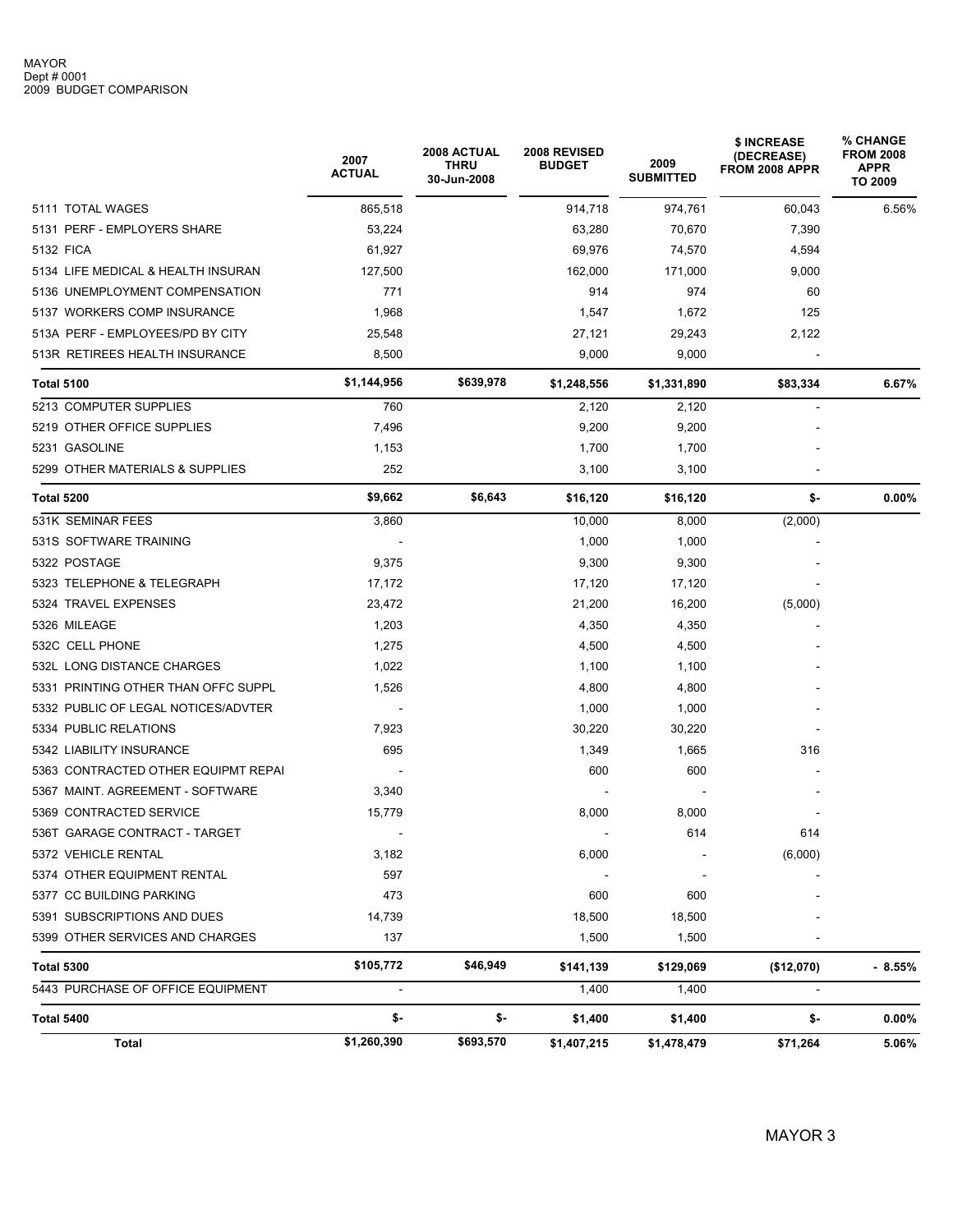MAYOR
Dept # 0001
2009 BUDGET COMPARISON

| | 2007 ACTUAL | 2008 ACTUAL THRU 30-Jun-2008 | 2008 REVISED BUDGET | 2009 SUBMITTED | $ INCREASE (DECREASE) FROM 2008 APPR | % CHANGE FROM 2008 APPR TO 2009 |
|---|---|---|---|---|---|---|
| 5111 TOTAL WAGES | 865,518 | | 914,718 | 974,761 | 60,043 | 6.56% |
| 5131 PERF - EMPLOYERS SHARE | 53,224 | | 63,280 | 70,670 | 7,390 | |
| 5132 FICA | 61,927 | | 69,976 | 74,570 | 4,594 | |
| 5134 LIFE MEDICAL & HEALTH INSURAN | 127,500 | | 162,000 | 171,000 | 9,000 | |
| 5136 UNEMPLOYMENT COMPENSATION | 771 | | 914 | 974 | 60 | |
| 5137 WORKERS COMP INSURANCE | 1,968 | | 1,547 | 1,672 | 125 | |
| 513A PERF - EMPLOYEES/PD BY CITY | 25,548 | | 27,121 | 29,243 | 2,122 | |
| 513R RETIREES HEALTH INSURANCE | 8,500 | | 9,000 | 9,000 | - | |
| **Total 5100** | **$1,144,956** | **$639,978** | **$1,248,556** | **$1,331,890** | **$83,334** | **6.67%** |
| 5213 COMPUTER SUPPLIES | 760 | | 2,120 | 2,120 | - | |
| 5219 OTHER OFFICE SUPPLIES | 7,496 | | 9,200 | 9,200 | - | |
| 5231 GASOLINE | 1,153 | | 1,700 | 1,700 | - | |
| 5299 OTHER MATERIALS & SUPPLIES | 252 | | 3,100 | 3,100 | - | |
| **Total 5200** | **$9,662** | **$6,643** | **$16,120** | **$16,120** | **$-** | **0.00%** |
| 531K SEMINAR FEES | 3,860 | | 10,000 | 8,000 | (2,000) | |
| 531S SOFTWARE TRAINING | - | | 1,000 | 1,000 | - | |
| 5322 POSTAGE | 9,375 | | 9,300 | 9,300 | - | |
| 5323 TELEPHONE & TELEGRAPH | 17,172 | | 17,120 | 17,120 | - | |
| 5324 TRAVEL EXPENSES | 23,472 | | 21,200 | 16,200 | (5,000) | |
| 5326 MILEAGE | 1,203 | | 4,350 | 4,350 | - | |
| 532C CELL PHONE | 1,275 | | 4,500 | 4,500 | - | |
| 532L LONG DISTANCE CHARGES | 1,022 | | 1,100 | 1,100 | - | |
| 5331 PRINTING OTHER THAN OFFC SUPPL | 1,526 | | 4,800 | 4,800 | - | |
| 5332 PUBLIC OF LEGAL NOTICES/ADVTER | - | | 1,000 | 1,000 | - | |
| 5334 PUBLIC RELATIONS | 7,923 | | 30,220 | 30,220 | - | |
| 5342 LIABILITY INSURANCE | 695 | | 1,349 | 1,665 | 316 | |
| 5363 CONTRACTED OTHER EQUIPMT REPAI | - | | 600 | 600 | - | |
| 5367 MAINT. AGREEMENT - SOFTWARE | 3,340 | | - | - | - | |
| 5369 CONTRACTED SERVICE | 15,779 | | 8,000 | 8,000 | - | |
| 536T GARAGE CONTRACT - TARGET | - | | - | 614 | 614 | |
| 5372 VEHICLE RENTAL | 3,182 | | 6,000 | - | (6,000) | |
| 5374 OTHER EQUIPMENT RENTAL | 597 | | - | - | - | |
| 5377 CC BUILDING PARKING | 473 | | 600 | 600 | - | |
| 5391 SUBSCRIPTIONS AND DUES | 14,739 | | 18,500 | 18,500 | - | |
| 5399 OTHER SERVICES AND CHARGES | 137 | | 1,500 | 1,500 | - | |
| **Total 5300** | **$105,772** | **$46,949** | **$141,139** | **$129,069** | **($12,070)** | **- 8.55%** |
| 5443 PURCHASE OF OFFICE EQUIPMENT | - | | 1,400 | 1,400 | - | |
| **Total 5400** | **$-** | **$-** | **$1,400** | **$1,400** | **$-** | **0.00%** |
| **Total** | **$1,260,390** | **$693,570** | **$1,407,215** | **$1,478,479** | **$71,264** | **5.06%** |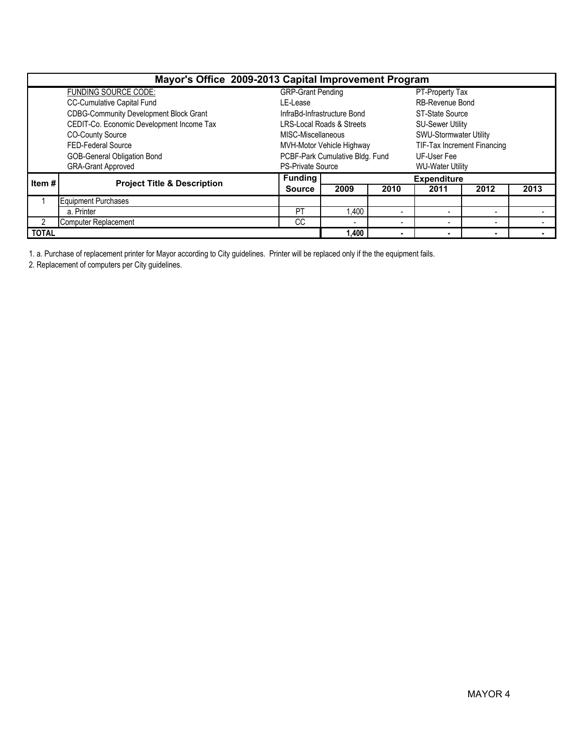## Mayor's Office 2009-2013 Capital Improvement Program

| FUNDING SOURCE CODE: | | |
|---|---|---|
| CC-Cumulative Capital Fund | GRP-Grant Pending | PT-Property Tax |
| CDBG-Community Development Block Grant | LE-Lease | RB-Revenue Bond |
| CEDIT-Co. Economic Development Income Tax | InfraBd-Infrastructure Bond | ST-State Source |
| CO-County Source | LRS-Local Roads & Streets | SU-Sewer Utility |
| FED-Federal Source | MISC-Miscellaneous | SWU-Stormwater Utility |
| GOB-General Obligation Bond | MVH-Motor Vehicle Highway | TIF-Tax Increment Financing |
| GRA-Grant Approved | PCBF-Park Cumulative Bldg. Fund | UF-User Fee |
| | PS-Private Source | WU-Water Utility |

| Item # | Project Title & Description | Funding Source | Expenditure | | | | |
|---|---|---|---|---|---|---|---|
| | | | 2009 | 2010 | 2011 | 2012 | 2013 |
| 1 | Equipment Purchases | | | | | | |
| | a. Printer | PT | 1,400 | - | - | - | - |
| 2 | Computer Replacement | CC | - | - | - | - | - |
| TOTAL | | | 1,400 | - | - | - | - |

1. a. Purchase of replacement printer for Mayor according to City guidelines. Printer will be replaced only if the the equipment fails.

2. Replacement of computers per City guidelines.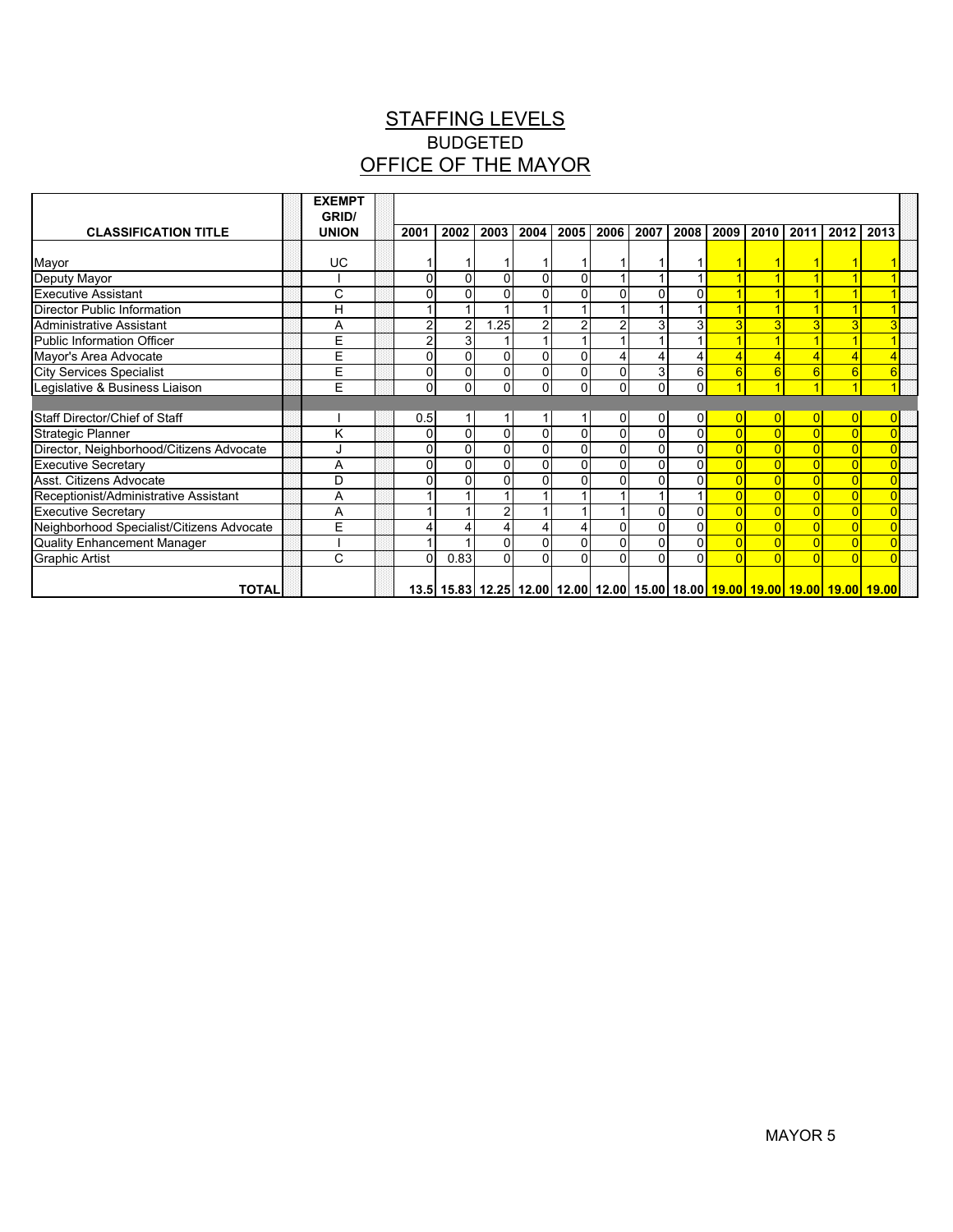# STAFFING LEVELS

## BUDGETED

## OFFICE OF THE MAYOR

| CLASSIFICATION TITLE | EXEMPT GRID/ UNION | 2001 | 2002 | 2003 | 2004 | 2005 | 2006 | 2007 | 2008 | 2009 | 2010 | 2011 | 2012 | 2013 |
|---|---|---|---|---|---|---|---|---|---|---|---|---|---|---|
| Mayor | UC | 1 | 1 | 1 | 1 | 1 | 1 | 1 | 1 | 1 | 1 | 1 | 1 | 1 |
| Deputy Mayor | I | 0 | 0 | 0 | 0 | 0 | 1 | 1 | 1 | 1 | 1 | 1 | 1 | 1 |
| Executive Assistant | C | 0 | 0 | 0 | 0 | 0 | 0 | 0 | 0 | 1 | 1 | 1 | 1 | 1 |
| Director Public Information | H | 1 | 1 | 1 | 1 | 1 | 1 | 1 | 1 | 1 | 1 | 1 | 1 | 1 |
| Administrative Assistant | A | 2 | 2 | 1.25 | 2 | 2 | 2 | 3 | 3 | 3 | 3 | 3 | 3 | 3 |
| Public Information Officer | E | 2 | 3 | 1 | 1 | 1 | 1 | 1 | 1 | 1 | 1 | 1 | 1 | 1 |
| Mayor's Area Advocate | E | 0 | 0 | 0 | 0 | 0 | 4 | 4 | 4 | 4 | 4 | 4 | 4 | 4 |
| City Services Specialist | E | 0 | 0 | 0 | 0 | 0 | 0 | 3 | 6 | 6 | 6 | 6 | 6 | 6 |
| Legislative & Business Liaison | E | 0 | 0 | 0 | 0 | 0 | 0 | 0 | 0 | 1 | 1 | 1 | 1 | 1 |
| | | | | | | | | | | | | | | |
| Staff Director/Chief of Staff | I | 0.5 | 1 | 1 | 1 | 1 | 0 | 0 | 0 | 0 | 0 | 0 | 0 | 0 |
| Strategic Planner | K | 0 | 0 | 0 | 0 | 0 | 0 | 0 | 0 | 0 | 0 | 0 | 0 | 0 |
| Director, Neighborhood/Citizens Advocate | J | 0 | 0 | 0 | 0 | 0 | 0 | 0 | 0 | 0 | 0 | 0 | 0 | 0 |
| Executive Secretary | A | 0 | 0 | 0 | 0 | 0 | 0 | 0 | 0 | 0 | 0 | 0 | 0 | 0 |
| Asst. Citizens Advocate | D | 0 | 0 | 0 | 0 | 0 | 0 | 0 | 0 | 0 | 0 | 0 | 0 | 0 |
| Receptionist/Administrative Assistant | A | 1 | 1 | 1 | 1 | 1 | 1 | 1 | 1 | 0 | 0 | 0 | 0 | 0 |
| Executive Secretary | A | 1 | 1 | 2 | 1 | 1 | 1 | 0 | 0 | 0 | 0 | 0 | 0 | 0 |
| Neighborhood Specialist/Citizens Advocate | E | 4 | 4 | 4 | 4 | 4 | 0 | 0 | 0 | 0 | 0 | 0 | 0 | 0 |
| Quality Enhancement Manager | I | 1 | 1 | 0 | 0 | 0 | 0 | 0 | 0 | 0 | 0 | 0 | 0 | 0 |
| Graphic Artist | C | 0 | 0.83 | 0 | 0 | 0 | 0 | 0 | 0 | 0 | 0 | 0 | 0 | 0 |
| **TOTAL** | | **13.5** | **15.83** | **12.25** | **12.00** | **12.00** | **12.00** | **15.00** | **18.00** | **19.00** | **19.00** | **19.00** | **19.00** | **19.00** |

MAYOR 5